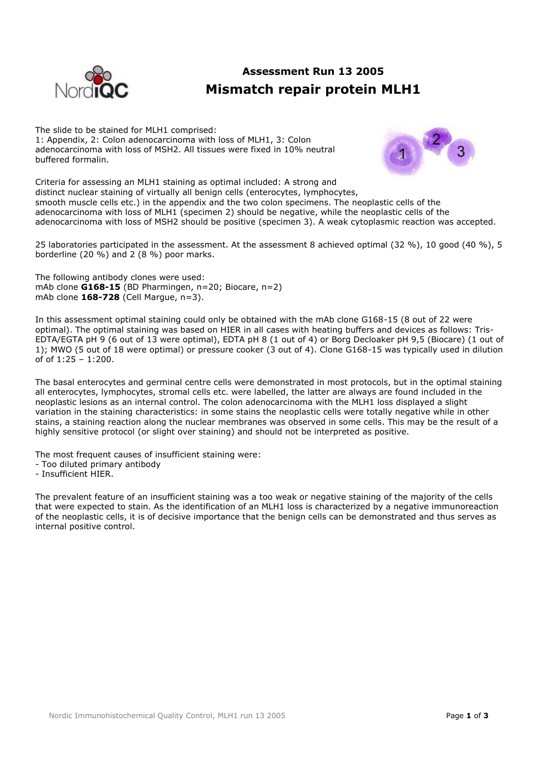# Assessment Run 13 2005

## Mismatch repair protein MLH1

The slide to be stained for MLH1 comprised:
1: Appendix, 2: Colon adenocarcinoma with loss of MLH1, 3: Colon adenocarcinoma with loss of MSH2. All tissues were fixed in 10% neutral buffered formalin.

Criteria for assessing an MLH1 staining as optimal included: A strong and distinct nuclear staining of virtually all benign cells (enterocytes, lymphocytes, smooth muscle cells etc.) in the appendix and the two colon specimens. The neoplastic cells of the adenocarcinoma with loss of MLH1 (specimen 2) should be negative, while the neoplastic cells of the adenocarcinoma with loss of MSH2 should be positive (specimen 3). A weak cytoplasmic reaction was accepted.

25 laboratories participated in the assessment. At the assessment 8 achieved optimal (32 %), 10 good (40 %), 5 borderline (20 %) and 2 (8 %) poor marks.

The following antibody clones were used:
mAb clone **G168-15** (BD Pharmingen, n=20; Biocare, n=2)
mAb clone **168-728** (Cell Margue, n=3).

In this assessment optimal staining could only be obtained with the mAb clone G168-15 (8 out of 22 were optimal). The optimal staining was based on HIER in all cases with heating buffers and devices as follows: Tris-EDTA/EGTA pH 9 (6 out of 13 were optimal), EDTA pH 8 (1 out of 4) or Borg Decloaker pH 9,5 (Biocare) (1 out of 1); MWO (5 out of 18 were optimal) or pressure cooker (3 out of 4). Clone G168-15 was typically used in dilution of of 1:25 – 1:200.

The basal enterocytes and germinal centre cells were demonstrated in most protocols, but in the optimal staining all enterocytes, lymphocytes, stromal cells etc. were labelled, the latter are always are found included in the neoplastic lesions as an internal control. The colon adenocarcinoma with the MLH1 loss displayed a slight variation in the staining characteristics: in some stains the neoplastic cells were totally negative while in other stains, a staining reaction along the nuclear membranes was observed in some cells. This may be the result of a highly sensitive protocol (or slight over staining) and should not be interpreted as positive.

The most frequent causes of insufficient staining were:
- Too diluted primary antibody
- Insufficient HIER.

The prevalent feature of an insufficient staining was a too weak or negative staining of the majority of the cells that were expected to stain. As the identification of an MLH1 loss is characterized by a negative immunoreaction of the neoplastic cells, it is of decisive importance that the benign cells can be demonstrated and thus serves as internal positive control.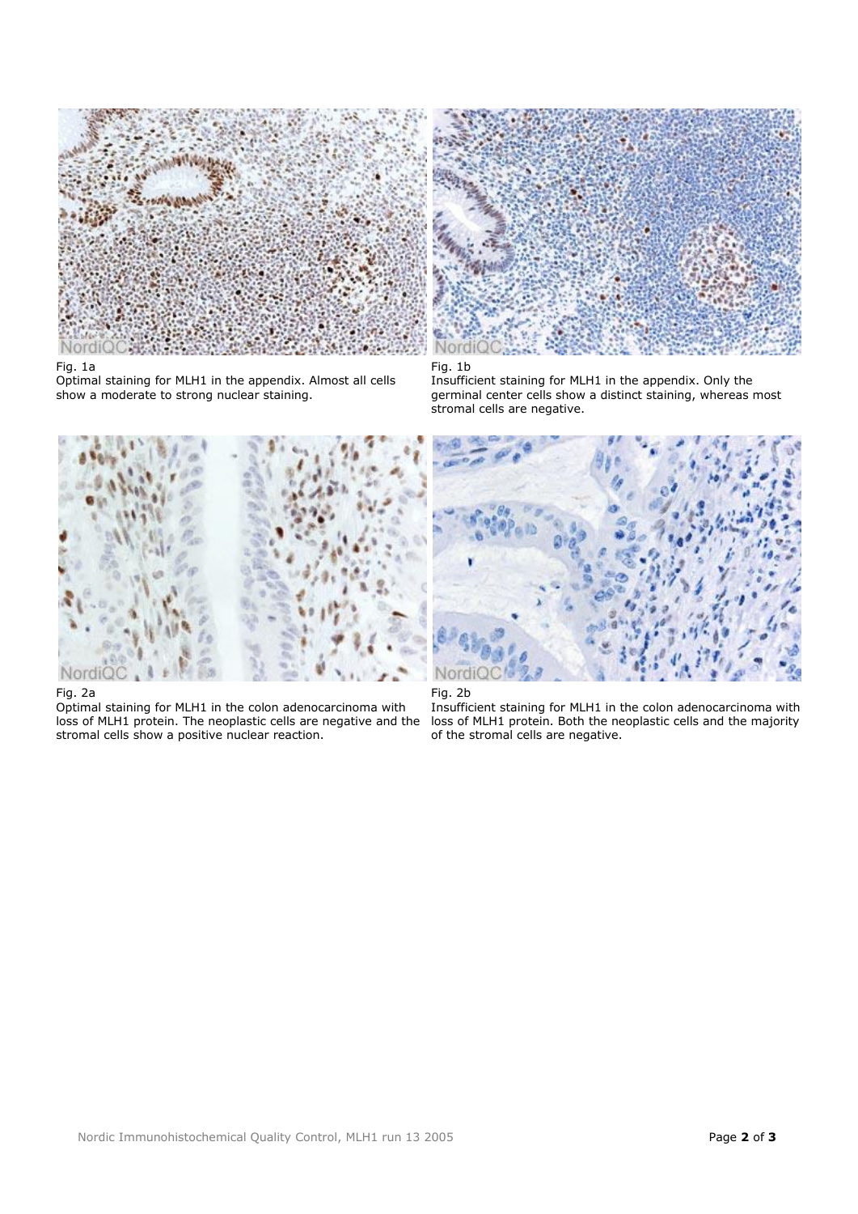Fig. 1a
Optimal staining for MLH1 in the appendix. Almost all cells show a moderate to strong nuclear staining.

Fig. 1b
Insufficient staining for MLH1 in the appendix. Only the germinal center cells show a distinct staining, whereas most stromal cells are negative.

Fig. 2a
Optimal staining for MLH1 in the colon adenocarcinoma with loss of MLH1 protein. The neoplastic cells are negative and the stromal cells show a positive nuclear reaction.

Fig. 2b
Insufficient staining for MLH1 in the colon adenocarcinoma with loss of MLH1 protein. Both the neoplastic cells and the majority of the stromal cells are negative.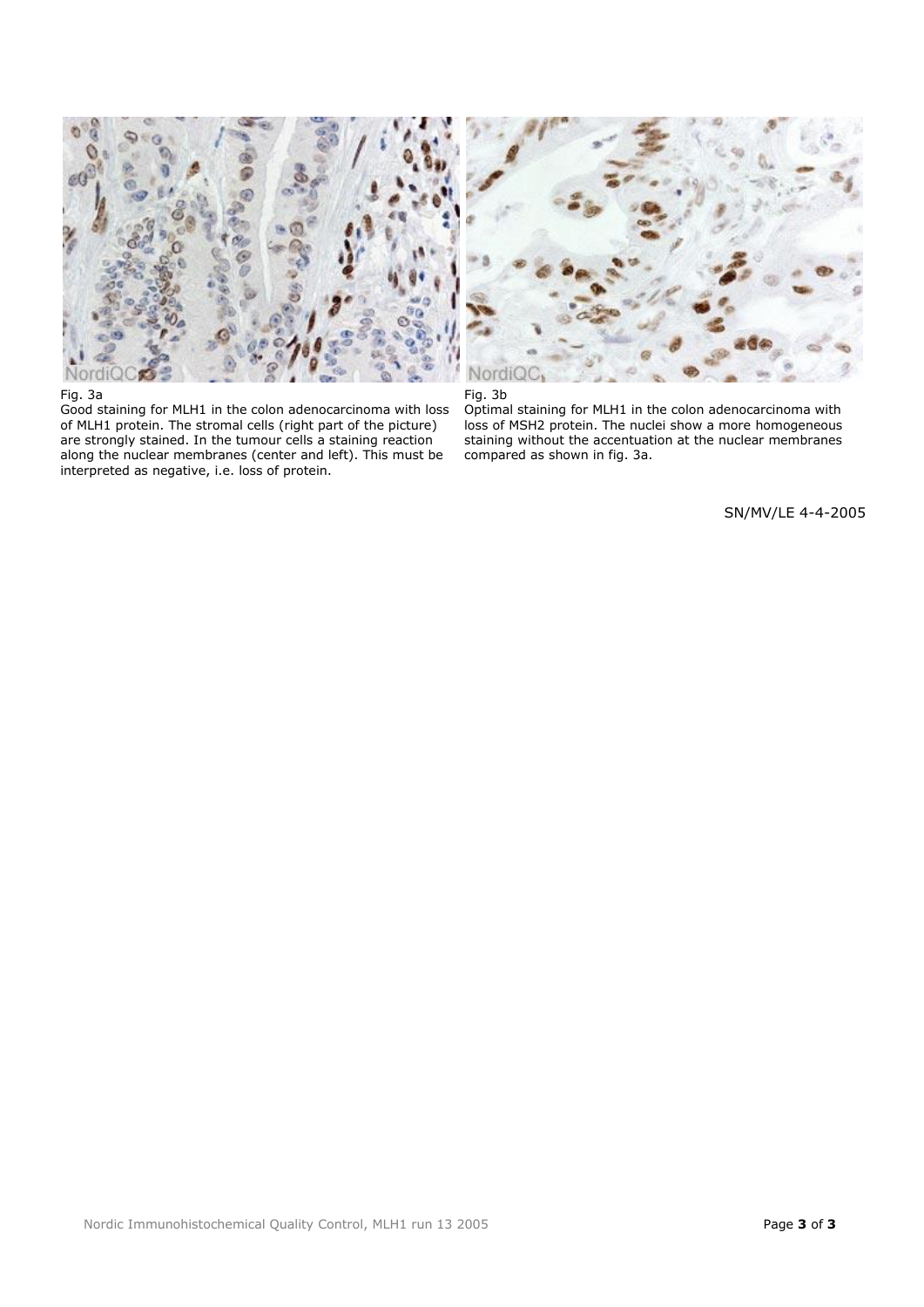Fig. 3a
Good staining for MLH1 in the colon adenocarcinoma with loss of MLH1 protein. The stromal cells (right part of the picture) are strongly stained. In the tumour cells a staining reaction along the nuclear membranes (center and left). This must be interpreted as negative, i.e. loss of protein.

Fig. 3b
Optimal staining for MLH1 in the colon adenocarcinoma with loss of MSH2 protein. The nuclei show a more homogeneous staining without the accentuation at the nuclear membranes compared as shown in fig. 3a.

SN/MV/LE 4-4-2005